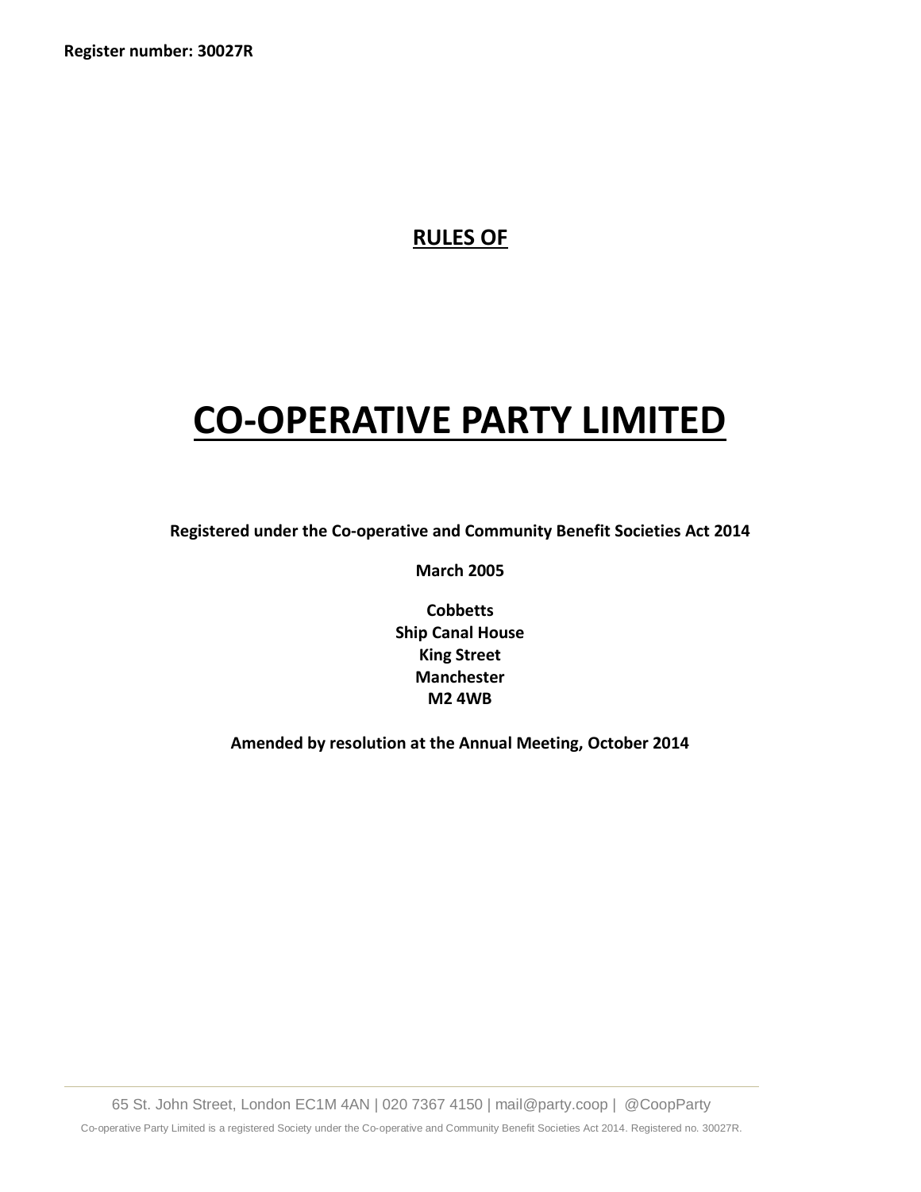**Register number: 30027R**

# RULES OF

# CO-OPERATIVE PARTY LIMITED

**Registered under the Co-operative and Community Benefit Societies Act 2014**

**March 2005**

**Cobbetts**
**Ship Canal House**
**King Street**
**Manchester**
**M2 4WB**

**Amended by resolution at the Annual Meeting, October 2014**

65 St. John Street, London EC1M 4AN | 020 7367 4150 | mail@party.coop | @CoopParty

Co-operative Party Limited is a registered Society under the Co-operative and Community Benefit Societies Act 2014. Registered no. 30027R.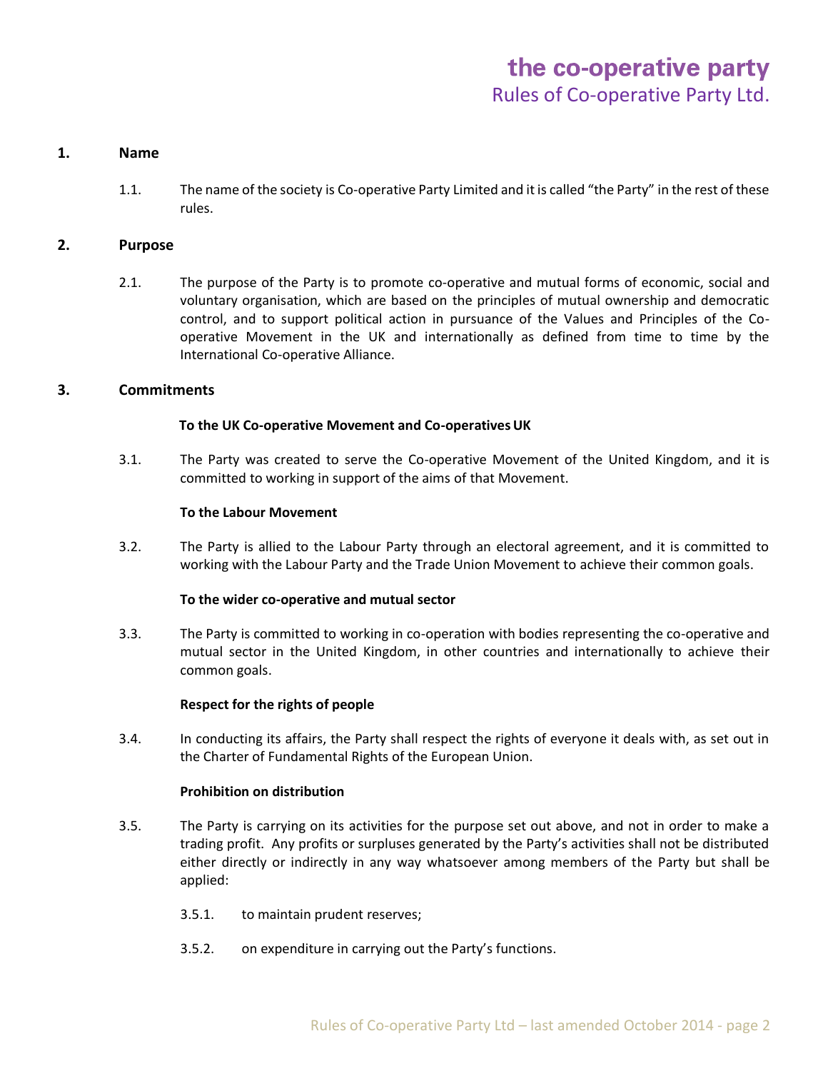## 1. Name

1.1. The name of the society is Co-operative Party Limited and it is called "the Party" in the rest of these rules.

## 2. Purpose

2.1. The purpose of the Party is to promote co-operative and mutual forms of economic, social and voluntary organisation, which are based on the principles of mutual ownership and democratic control, and to support political action in pursuance of the Values and Principles of the Co-operative Movement in the UK and internationally as defined from time to time by the International Co-operative Alliance.

## 3. Commitments

**To the UK Co-operative Movement and Co-operatives UK**

3.1. The Party was created to serve the Co-operative Movement of the United Kingdom, and it is committed to working in support of the aims of that Movement.

**To the Labour Movement**

3.2. The Party is allied to the Labour Party through an electoral agreement, and it is committed to working with the Labour Party and the Trade Union Movement to achieve their common goals.

**To the wider co-operative and mutual sector**

3.3. The Party is committed to working in co-operation with bodies representing the co-operative and mutual sector in the United Kingdom, in other countries and internationally to achieve their common goals.

**Respect for the rights of people**

3.4. In conducting its affairs, the Party shall respect the rights of everyone it deals with, as set out in the Charter of Fundamental Rights of the European Union.

**Prohibition on distribution**

3.5. The Party is carrying on its activities for the purpose set out above, and not in order to make a trading profit. Any profits or surpluses generated by the Party's activities shall not be distributed either directly or indirectly in any way whatsoever among members of the Party but shall be applied:

3.5.1. to maintain prudent reserves;

3.5.2. on expenditure in carrying out the Party's functions.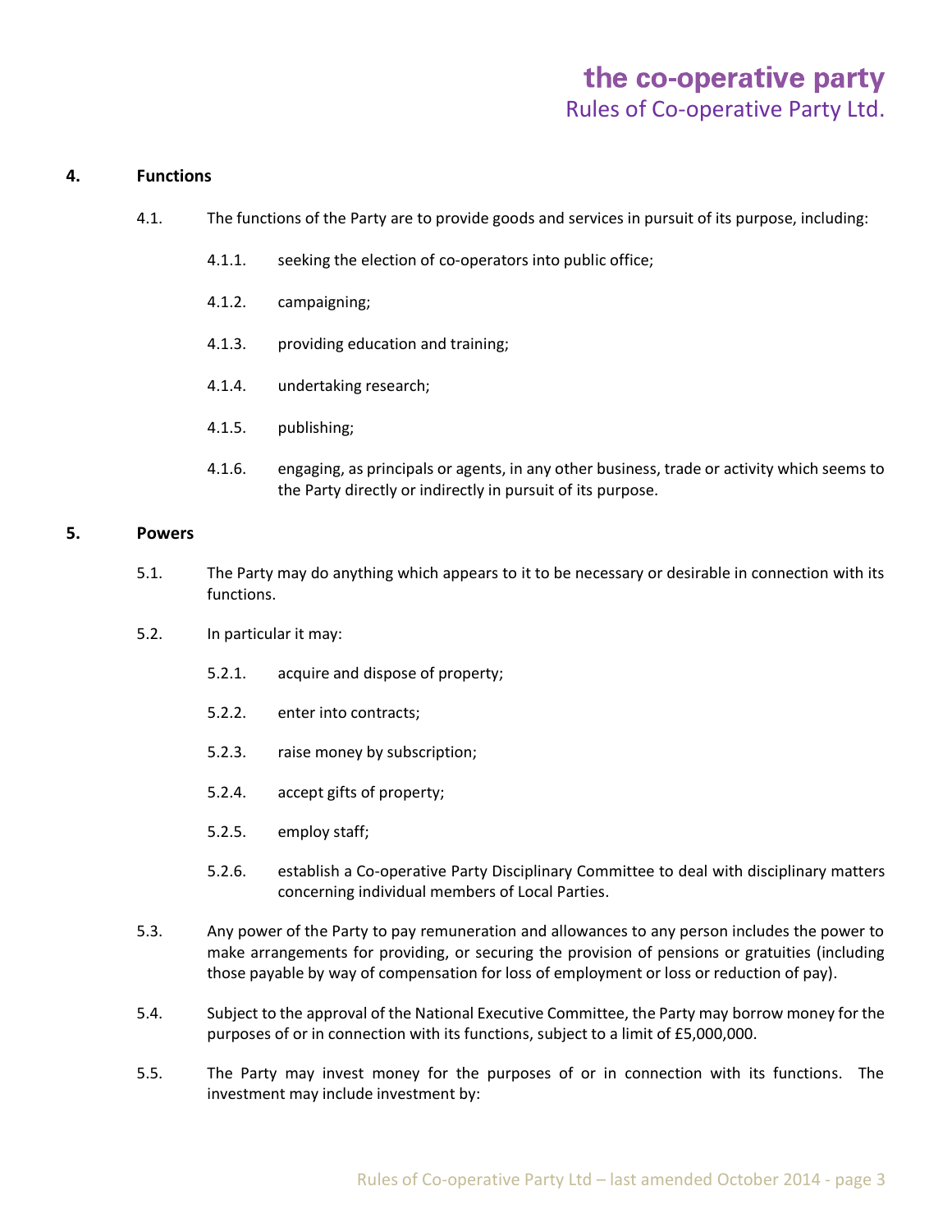## 4. Functions

4.1. The functions of the Party are to provide goods and services in pursuit of its purpose, including:

4.1.1. seeking the election of co-operators into public office;

4.1.2. campaigning;

4.1.3. providing education and training;

4.1.4. undertaking research;

4.1.5. publishing;

4.1.6. engaging, as principals or agents, in any other business, trade or activity which seems to the Party directly or indirectly in pursuit of its purpose.

## 5. Powers

5.1. The Party may do anything which appears to it to be necessary or desirable in connection with its functions.

5.2. In particular it may:

5.2.1. acquire and dispose of property;

5.2.2. enter into contracts;

5.2.3. raise money by subscription;

5.2.4. accept gifts of property;

5.2.5. employ staff;

5.2.6. establish a Co-operative Party Disciplinary Committee to deal with disciplinary matters concerning individual members of Local Parties.

5.3. Any power of the Party to pay remuneration and allowances to any person includes the power to make arrangements for providing, or securing the provision of pensions or gratuities (including those payable by way of compensation for loss of employment or loss or reduction of pay).

5.4. Subject to the approval of the National Executive Committee, the Party may borrow money for the purposes of or in connection with its functions, subject to a limit of £5,000,000.

5.5. The Party may invest money for the purposes of or in connection with its functions. The investment may include investment by: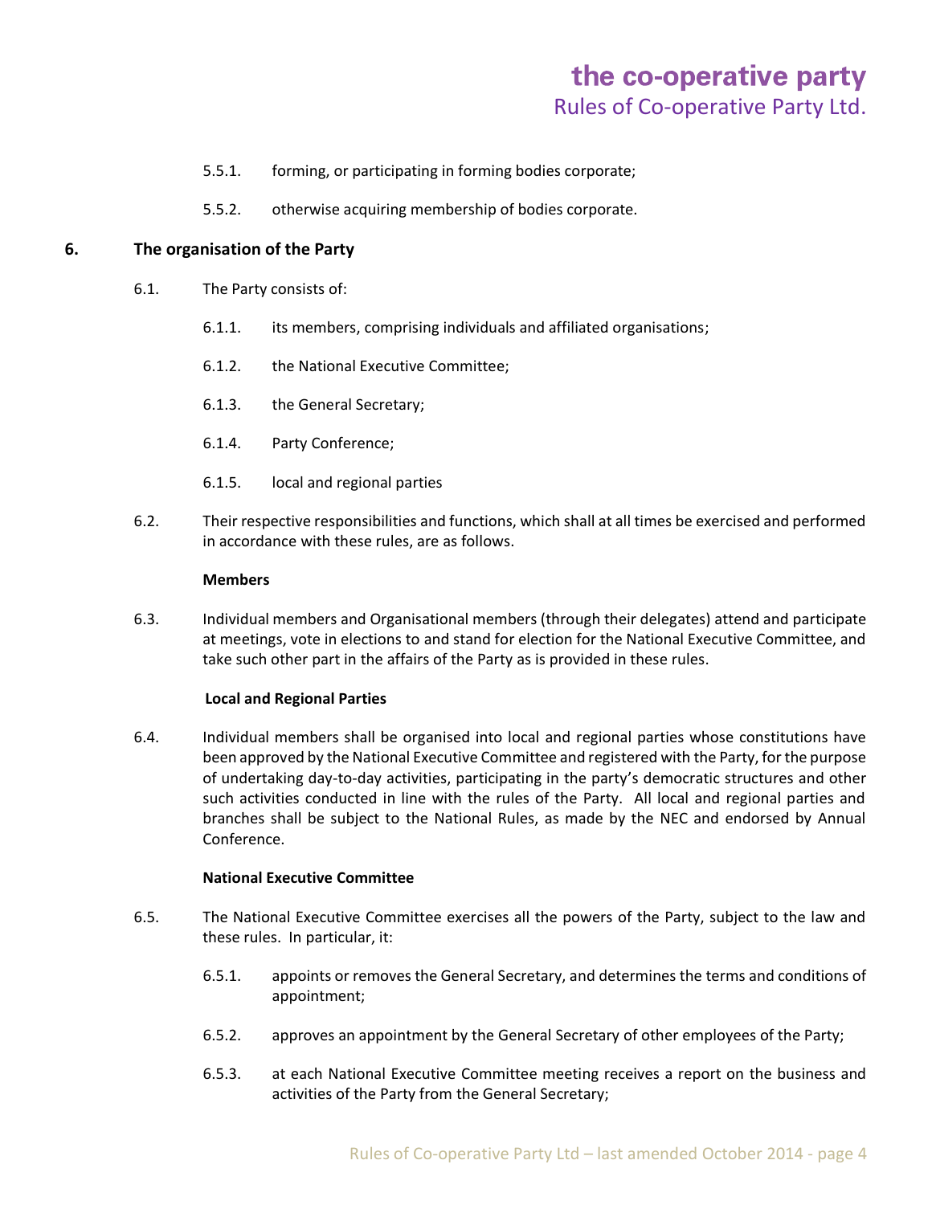5.5.1. forming, or participating in forming bodies corporate;

5.5.2. otherwise acquiring membership of bodies corporate.

## 6. The organisation of the Party

6.1. The Party consists of:

6.1.1. its members, comprising individuals and affiliated organisations;

6.1.2. the National Executive Committee;

6.1.3. the General Secretary;

6.1.4. Party Conference;

6.1.5. local and regional parties

6.2. Their respective responsibilities and functions, which shall at all times be exercised and performed in accordance with these rules, are as follows.

**Members**

6.3. Individual members and Organisational members (through their delegates) attend and participate at meetings, vote in elections to and stand for election for the National Executive Committee, and take such other part in the affairs of the Party as is provided in these rules.

**Local and Regional Parties**

6.4. Individual members shall be organised into local and regional parties whose constitutions have been approved by the National Executive Committee and registered with the Party, for the purpose of undertaking day-to-day activities, participating in the party's democratic structures and other such activities conducted in line with the rules of the Party. All local and regional parties and branches shall be subject to the National Rules, as made by the NEC and endorsed by Annual Conference.

**National Executive Committee**

6.5. The National Executive Committee exercises all the powers of the Party, subject to the law and these rules. In particular, it:

6.5.1. appoints or removes the General Secretary, and determines the terms and conditions of appointment;

6.5.2. approves an appointment by the General Secretary of other employees of the Party;

6.5.3. at each National Executive Committee meeting receives a report on the business and activities of the Party from the General Secretary;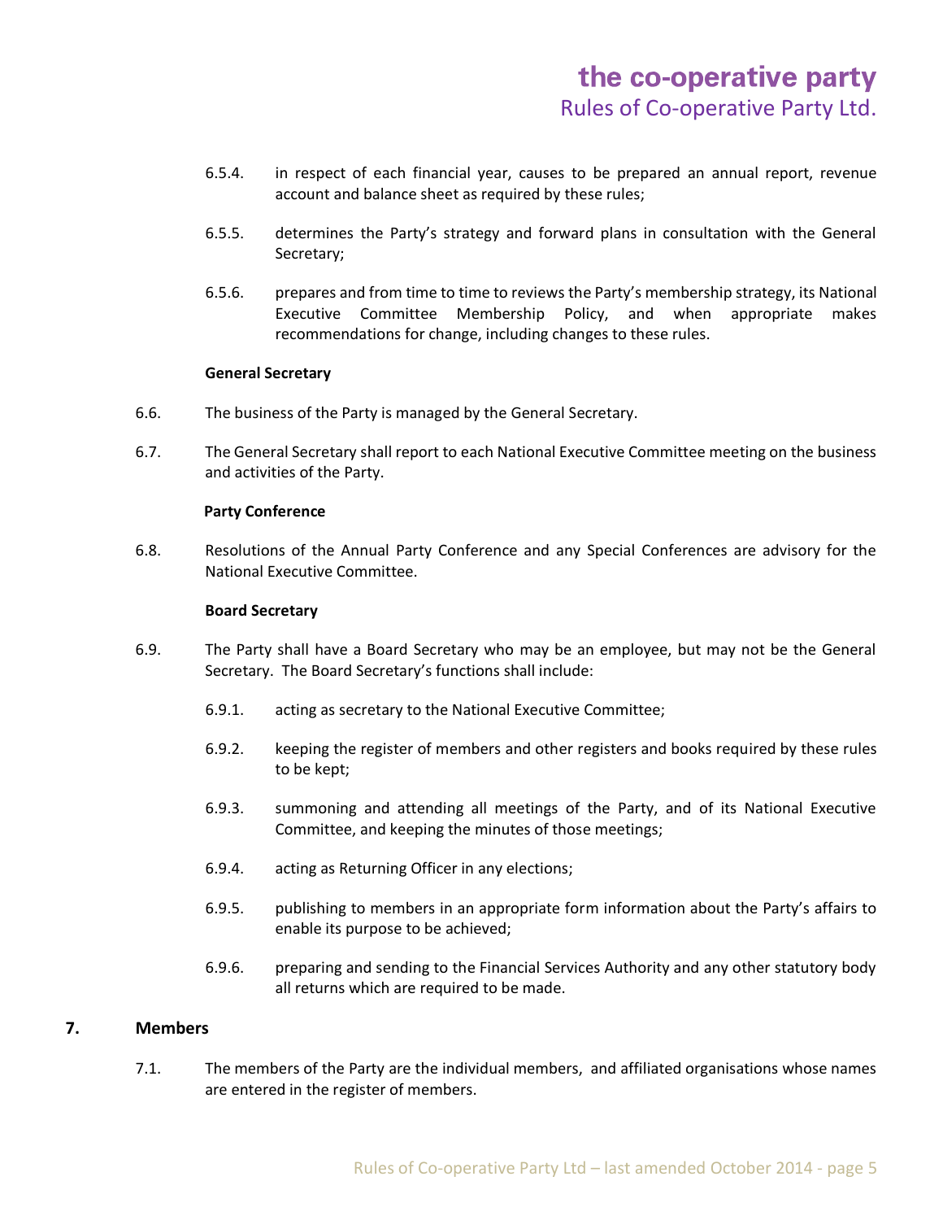6.5.4. in respect of each financial year, causes to be prepared an annual report, revenue account and balance sheet as required by these rules;

6.5.5. determines the Party's strategy and forward plans in consultation with the General Secretary;

6.5.6. prepares and from time to time to reviews the Party's membership strategy, its National Executive Committee Membership Policy, and when appropriate makes recommendations for change, including changes to these rules.

**General Secretary**

6.6. The business of the Party is managed by the General Secretary.

6.7. The General Secretary shall report to each National Executive Committee meeting on the business and activities of the Party.

**Party Conference**

6.8. Resolutions of the Annual Party Conference and any Special Conferences are advisory for the National Executive Committee.

**Board Secretary**

6.9. The Party shall have a Board Secretary who may be an employee, but may not be the General Secretary. The Board Secretary's functions shall include:

6.9.1. acting as secretary to the National Executive Committee;

6.9.2. keeping the register of members and other registers and books required by these rules to be kept;

6.9.3. summoning and attending all meetings of the Party, and of its National Executive Committee, and keeping the minutes of those meetings;

6.9.4. acting as Returning Officer in any elections;

6.9.5. publishing to members in an appropriate form information about the Party's affairs to enable its purpose to be achieved;

6.9.6. preparing and sending to the Financial Services Authority and any other statutory body all returns which are required to be made.

## 7. Members

7.1. The members of the Party are the individual members, and affiliated organisations whose names are entered in the register of members.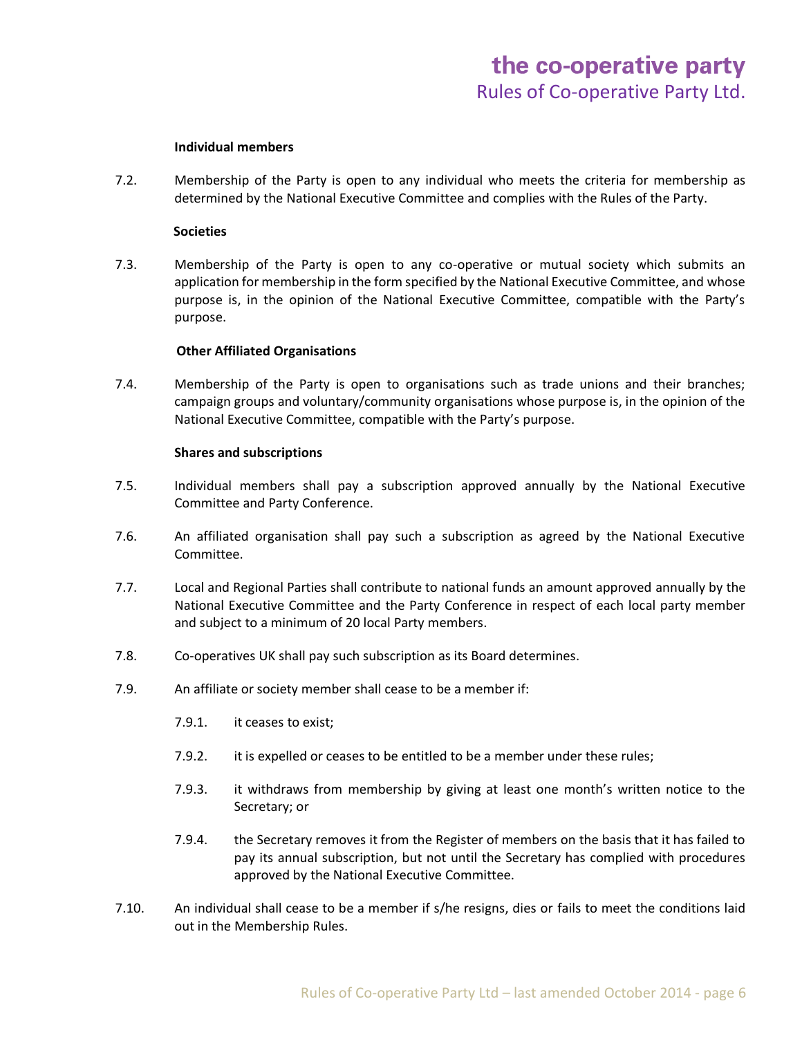**Individual members**

7.2. Membership of the Party is open to any individual who meets the criteria for membership as determined by the National Executive Committee and complies with the Rules of the Party.

**Societies**

7.3. Membership of the Party is open to any co-operative or mutual society which submits an application for membership in the form specified by the National Executive Committee, and whose purpose is, in the opinion of the National Executive Committee, compatible with the Party's purpose.

**Other Affiliated Organisations**

7.4. Membership of the Party is open to organisations such as trade unions and their branches; campaign groups and voluntary/community organisations whose purpose is, in the opinion of the National Executive Committee, compatible with the Party's purpose.

**Shares and subscriptions**

7.5. Individual members shall pay a subscription approved annually by the National Executive Committee and Party Conference.

7.6. An affiliated organisation shall pay such a subscription as agreed by the National Executive Committee.

7.7. Local and Regional Parties shall contribute to national funds an amount approved annually by the National Executive Committee and the Party Conference in respect of each local party member and subject to a minimum of 20 local Party members.

7.8. Co-operatives UK shall pay such subscription as its Board determines.

7.9. An affiliate or society member shall cease to be a member if:

7.9.1. it ceases to exist;

7.9.2. it is expelled or ceases to be entitled to be a member under these rules;

7.9.3. it withdraws from membership by giving at least one month's written notice to the Secretary; or

7.9.4. the Secretary removes it from the Register of members on the basis that it has failed to pay its annual subscription, but not until the Secretary has complied with procedures approved by the National Executive Committee.

7.10. An individual shall cease to be a member if s/he resigns, dies or fails to meet the conditions laid out in the Membership Rules.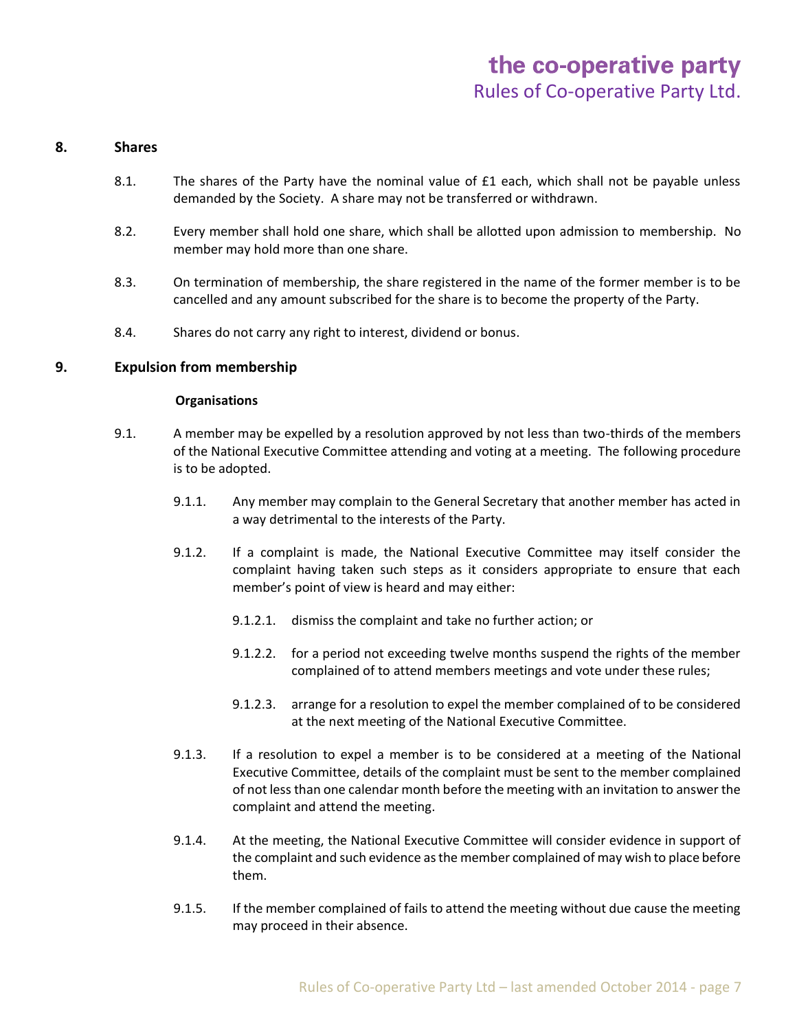## 8. Shares

8.1. The shares of the Party have the nominal value of £1 each, which shall not be payable unless demanded by the Society. A share may not be transferred or withdrawn.

8.2. Every member shall hold one share, which shall be allotted upon admission to membership. No member may hold more than one share.

8.3. On termination of membership, the share registered in the name of the former member is to be cancelled and any amount subscribed for the share is to become the property of the Party.

8.4. Shares do not carry any right to interest, dividend or bonus.

## 9. Expulsion from membership

**Organisations**

9.1. A member may be expelled by a resolution approved by not less than two-thirds of the members of the National Executive Committee attending and voting at a meeting. The following procedure is to be adopted.

9.1.1. Any member may complain to the General Secretary that another member has acted in a way detrimental to the interests of the Party.

9.1.2. If a complaint is made, the National Executive Committee may itself consider the complaint having taken such steps as it considers appropriate to ensure that each member's point of view is heard and may either:

9.1.2.1. dismiss the complaint and take no further action; or

9.1.2.2. for a period not exceeding twelve months suspend the rights of the member complained of to attend members meetings and vote under these rules;

9.1.2.3. arrange for a resolution to expel the member complained of to be considered at the next meeting of the National Executive Committee.

9.1.3. If a resolution to expel a member is to be considered at a meeting of the National Executive Committee, details of the complaint must be sent to the member complained of not less than one calendar month before the meeting with an invitation to answer the complaint and attend the meeting.

9.1.4. At the meeting, the National Executive Committee will consider evidence in support of the complaint and such evidence as the member complained of may wish to place before them.

9.1.5. If the member complained of fails to attend the meeting without due cause the meeting may proceed in their absence.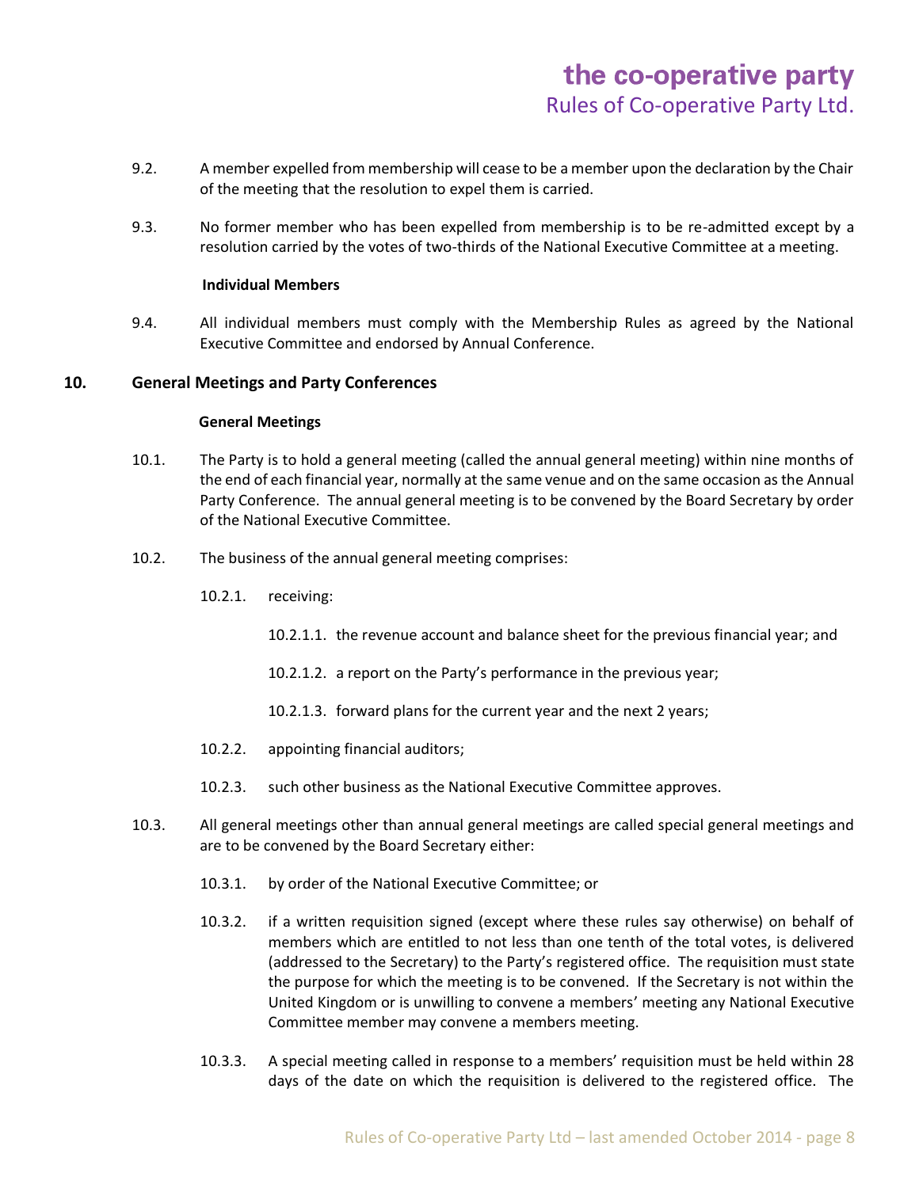9.2. A member expelled from membership will cease to be a member upon the declaration by the Chair of the meeting that the resolution to expel them is carried.

9.3. No former member who has been expelled from membership is to be re-admitted except by a resolution carried by the votes of two-thirds of the National Executive Committee at a meeting.

**Individual Members**

9.4. All individual members must comply with the Membership Rules as agreed by the National Executive Committee and endorsed by Annual Conference.

## 10. General Meetings and Party Conferences

**General Meetings**

10.1. The Party is to hold a general meeting (called the annual general meeting) within nine months of the end of each financial year, normally at the same venue and on the same occasion as the Annual Party Conference. The annual general meeting is to be convened by the Board Secretary by order of the National Executive Committee.

10.2. The business of the annual general meeting comprises:

10.2.1. receiving:

10.2.1.1. the revenue account and balance sheet for the previous financial year; and

10.2.1.2. a report on the Party's performance in the previous year;

10.2.1.3. forward plans for the current year and the next 2 years;

10.2.2. appointing financial auditors;

10.2.3. such other business as the National Executive Committee approves.

10.3. All general meetings other than annual general meetings are called special general meetings and are to be convened by the Board Secretary either:

10.3.1. by order of the National Executive Committee; or

10.3.2. if a written requisition signed (except where these rules say otherwise) on behalf of members which are entitled to not less than one tenth of the total votes, is delivered (addressed to the Secretary) to the Party's registered office. The requisition must state the purpose for which the meeting is to be convened. If the Secretary is not within the United Kingdom or is unwilling to convene a members' meeting any National Executive Committee member may convene a members meeting.

10.3.3. A special meeting called in response to a members' requisition must be held within 28 days of the date on which the requisition is delivered to the registered office. The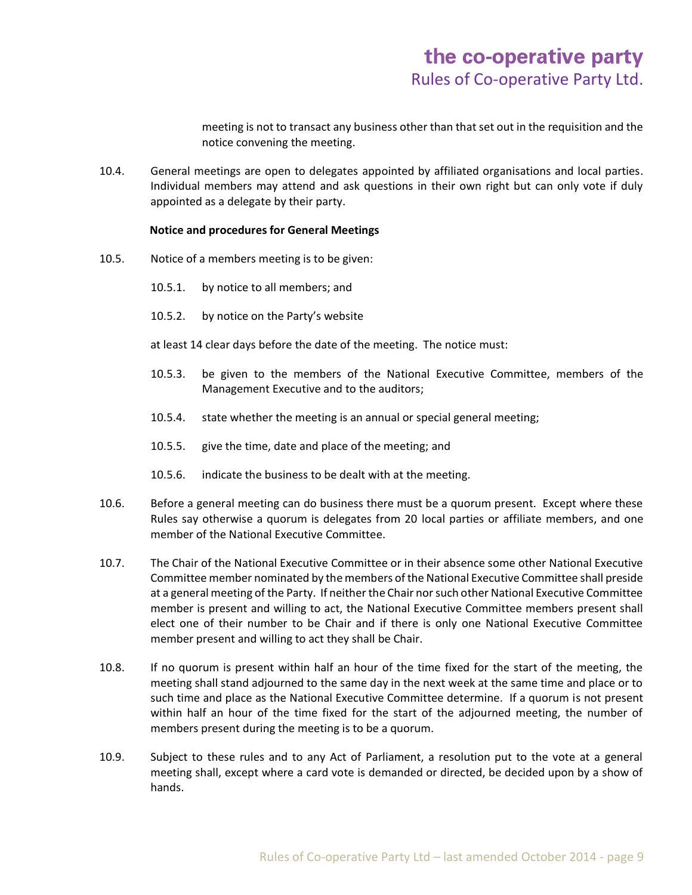meeting is not to transact any business other than that set out in the requisition and the notice convening the meeting.

10.4. General meetings are open to delegates appointed by affiliated organisations and local parties. Individual members may attend and ask questions in their own right but can only vote if duly appointed as a delegate by their party.

**Notice and procedures for General Meetings**

10.5. Notice of a members meeting is to be given:

10.5.1. by notice to all members; and

10.5.2. by notice on the Party's website

at least 14 clear days before the date of the meeting. The notice must:

10.5.3. be given to the members of the National Executive Committee, members of the Management Executive and to the auditors;

10.5.4. state whether the meeting is an annual or special general meeting;

10.5.5. give the time, date and place of the meeting; and

10.5.6. indicate the business to be dealt with at the meeting.

10.6. Before a general meeting can do business there must be a quorum present. Except where these Rules say otherwise a quorum is delegates from 20 local parties or affiliate members, and one member of the National Executive Committee.

10.7. The Chair of the National Executive Committee or in their absence some other National Executive Committee member nominated by the members of the National Executive Committee shall preside at a general meeting of the Party. If neither the Chair nor such other National Executive Committee member is present and willing to act, the National Executive Committee members present shall elect one of their number to be Chair and if there is only one National Executive Committee member present and willing to act they shall be Chair.

10.8. If no quorum is present within half an hour of the time fixed for the start of the meeting, the meeting shall stand adjourned to the same day in the next week at the same time and place or to such time and place as the National Executive Committee determine. If a quorum is not present within half an hour of the time fixed for the start of the adjourned meeting, the number of members present during the meeting is to be a quorum.

10.9. Subject to these rules and to any Act of Parliament, a resolution put to the vote at a general meeting shall, except where a card vote is demanded or directed, be decided upon by a show of hands.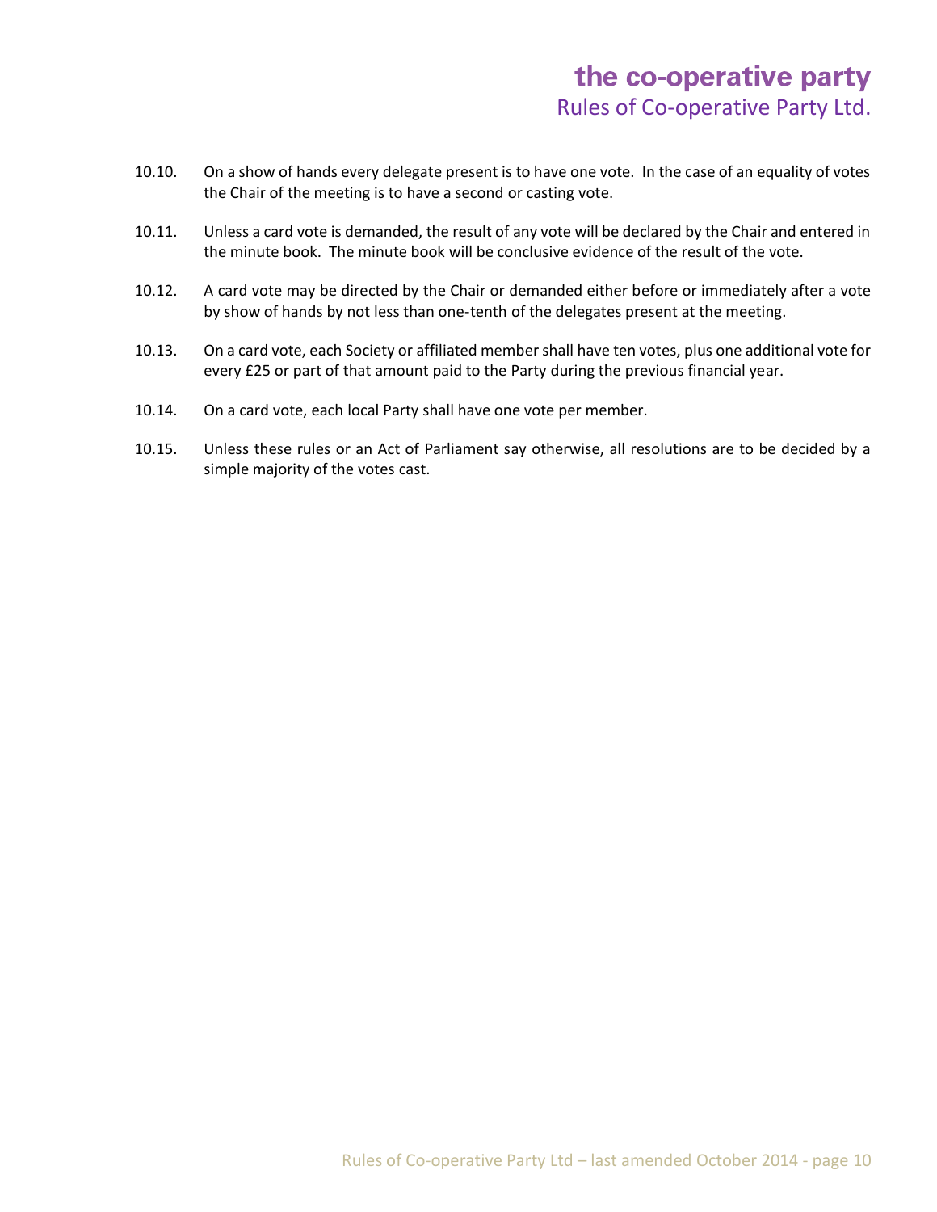10.10. On a show of hands every delegate present is to have one vote. In the case of an equality of votes the Chair of the meeting is to have a second or casting vote.

10.11. Unless a card vote is demanded, the result of any vote will be declared by the Chair and entered in the minute book. The minute book will be conclusive evidence of the result of the vote.

10.12. A card vote may be directed by the Chair or demanded either before or immediately after a vote by show of hands by not less than one-tenth of the delegates present at the meeting.

10.13. On a card vote, each Society or affiliated member shall have ten votes, plus one additional vote for every £25 or part of that amount paid to the Party during the previous financial year.

10.14. On a card vote, each local Party shall have one vote per member.

10.15. Unless these rules or an Act of Parliament say otherwise, all resolutions are to be decided by a simple majority of the votes cast.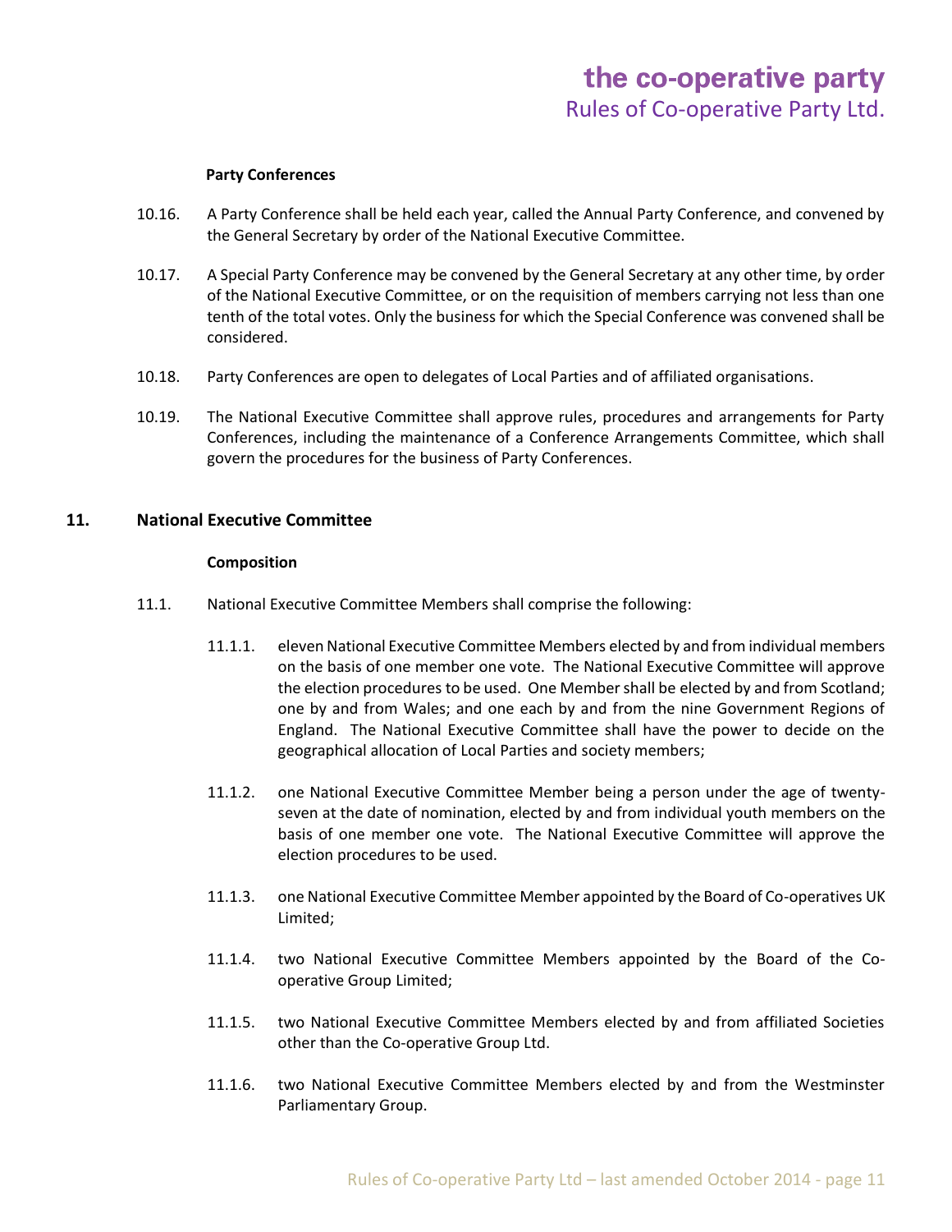**Party Conferences**

10.16. A Party Conference shall be held each year, called the Annual Party Conference, and convened by the General Secretary by order of the National Executive Committee.

10.17. A Special Party Conference may be convened by the General Secretary at any other time, by order of the National Executive Committee, or on the requisition of members carrying not less than one tenth of the total votes. Only the business for which the Special Conference was convened shall be considered.

10.18. Party Conferences are open to delegates of Local Parties and of affiliated organisations.

10.19. The National Executive Committee shall approve rules, procedures and arrangements for Party Conferences, including the maintenance of a Conference Arrangements Committee, which shall govern the procedures for the business of Party Conferences.

## 11. National Executive Committee

**Composition**

11.1. National Executive Committee Members shall comprise the following:

11.1.1. eleven National Executive Committee Members elected by and from individual members on the basis of one member one vote. The National Executive Committee will approve the election procedures to be used. One Member shall be elected by and from Scotland; one by and from Wales; and one each by and from the nine Government Regions of England. The National Executive Committee shall have the power to decide on the geographical allocation of Local Parties and society members;

11.1.2. one National Executive Committee Member being a person under the age of twenty-seven at the date of nomination, elected by and from individual youth members on the basis of one member one vote. The National Executive Committee will approve the election procedures to be used.

11.1.3. one National Executive Committee Member appointed by the Board of Co-operatives UK Limited;

11.1.4. two National Executive Committee Members appointed by the Board of the Co-operative Group Limited;

11.1.5. two National Executive Committee Members elected by and from affiliated Societies other than the Co-operative Group Ltd.

11.1.6. two National Executive Committee Members elected by and from the Westminster Parliamentary Group.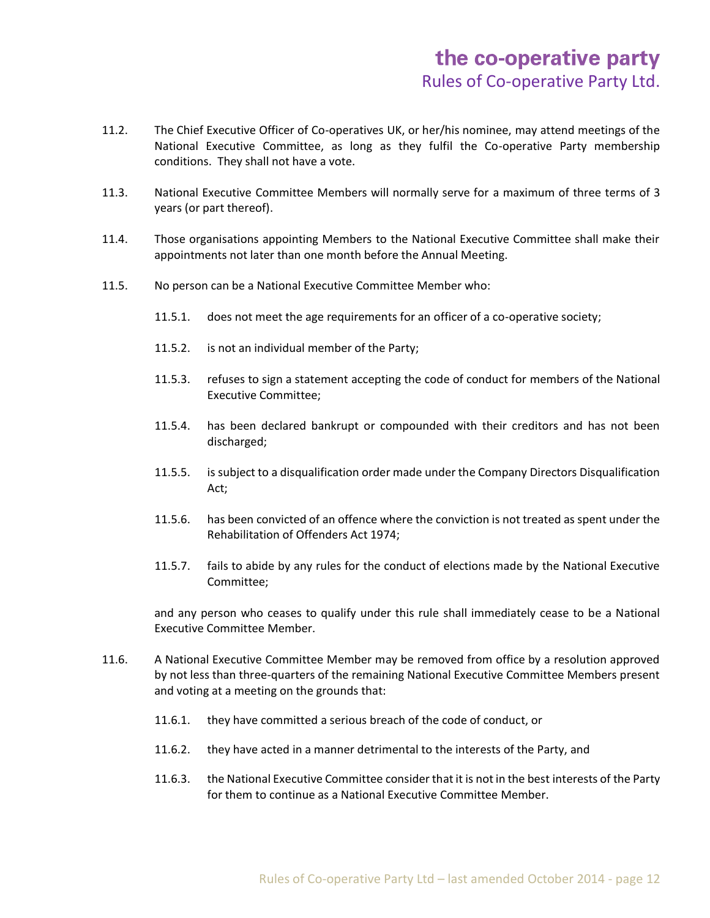11.2. The Chief Executive Officer of Co-operatives UK, or her/his nominee, may attend meetings of the National Executive Committee, as long as they fulfil the Co-operative Party membership conditions. They shall not have a vote.

11.3. National Executive Committee Members will normally serve for a maximum of three terms of 3 years (or part thereof).

11.4. Those organisations appointing Members to the National Executive Committee shall make their appointments not later than one month before the Annual Meeting.

11.5. No person can be a National Executive Committee Member who:

- 11.5.1. does not meet the age requirements for an officer of a co-operative society;
- 11.5.2. is not an individual member of the Party;
- 11.5.3. refuses to sign a statement accepting the code of conduct for members of the National Executive Committee;
- 11.5.4. has been declared bankrupt or compounded with their creditors and has not been discharged;
- 11.5.5. is subject to a disqualification order made under the Company Directors Disqualification Act;
- 11.5.6. has been convicted of an offence where the conviction is not treated as spent under the Rehabilitation of Offenders Act 1974;
- 11.5.7. fails to abide by any rules for the conduct of elections made by the National Executive Committee;

and any person who ceases to qualify under this rule shall immediately cease to be a National Executive Committee Member.

11.6. A National Executive Committee Member may be removed from office by a resolution approved by not less than three-quarters of the remaining National Executive Committee Members present and voting at a meeting on the grounds that:

- 11.6.1. they have committed a serious breach of the code of conduct, or
- 11.6.2. they have acted in a manner detrimental to the interests of the Party, and
- 11.6.3. the National Executive Committee consider that it is not in the best interests of the Party for them to continue as a National Executive Committee Member.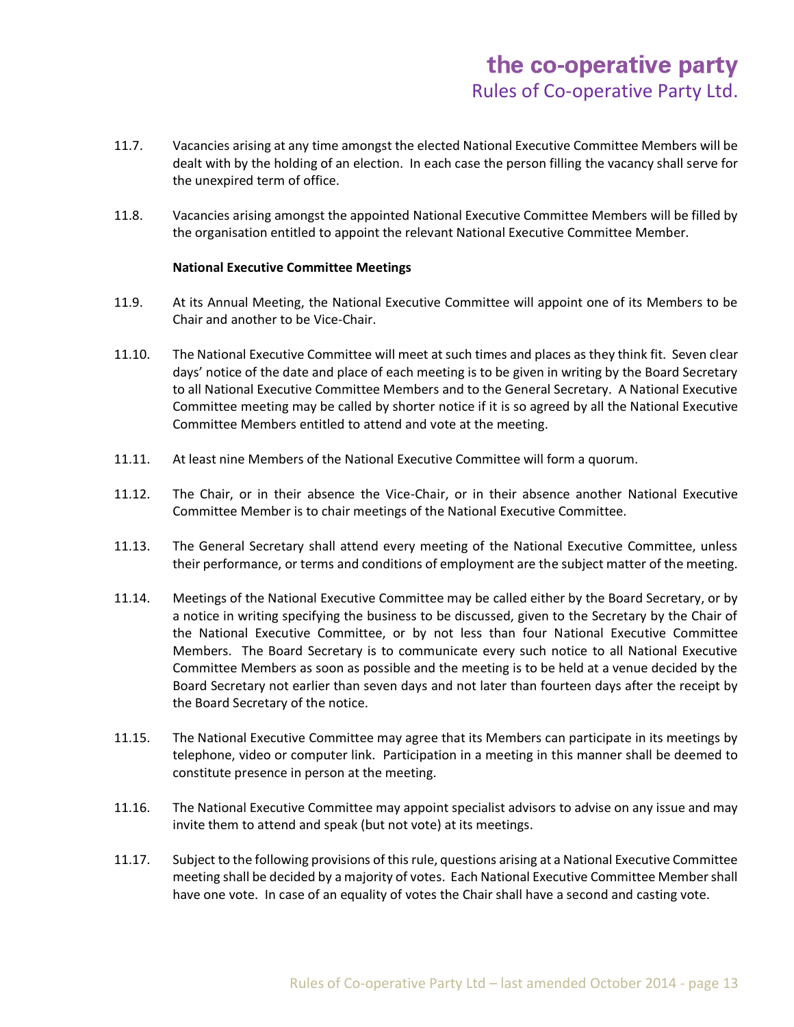11.7. Vacancies arising at any time amongst the elected National Executive Committee Members will be dealt with by the holding of an election. In each case the person filling the vacancy shall serve for the unexpired term of office.

11.8. Vacancies arising amongst the appointed National Executive Committee Members will be filled by the organisation entitled to appoint the relevant National Executive Committee Member.

**National Executive Committee Meetings**

11.9. At its Annual Meeting, the National Executive Committee will appoint one of its Members to be Chair and another to be Vice-Chair.

11.10. The National Executive Committee will meet at such times and places as they think fit. Seven clear days' notice of the date and place of each meeting is to be given in writing by the Board Secretary to all National Executive Committee Members and to the General Secretary. A National Executive Committee meeting may be called by shorter notice if it is so agreed by all the National Executive Committee Members entitled to attend and vote at the meeting.

11.11. At least nine Members of the National Executive Committee will form a quorum.

11.12. The Chair, or in their absence the Vice-Chair, or in their absence another National Executive Committee Member is to chair meetings of the National Executive Committee.

11.13. The General Secretary shall attend every meeting of the National Executive Committee, unless their performance, or terms and conditions of employment are the subject matter of the meeting.

11.14. Meetings of the National Executive Committee may be called either by the Board Secretary, or by a notice in writing specifying the business to be discussed, given to the Secretary by the Chair of the National Executive Committee, or by not less than four National Executive Committee Members. The Board Secretary is to communicate every such notice to all National Executive Committee Members as soon as possible and the meeting is to be held at a venue decided by the Board Secretary not earlier than seven days and not later than fourteen days after the receipt by the Board Secretary of the notice.

11.15. The National Executive Committee may agree that its Members can participate in its meetings by telephone, video or computer link. Participation in a meeting in this manner shall be deemed to constitute presence in person at the meeting.

11.16. The National Executive Committee may appoint specialist advisors to advise on any issue and may invite them to attend and speak (but not vote) at its meetings.

11.17. Subject to the following provisions of this rule, questions arising at a National Executive Committee meeting shall be decided by a majority of votes. Each National Executive Committee Member shall have one vote. In case of an equality of votes the Chair shall have a second and casting vote.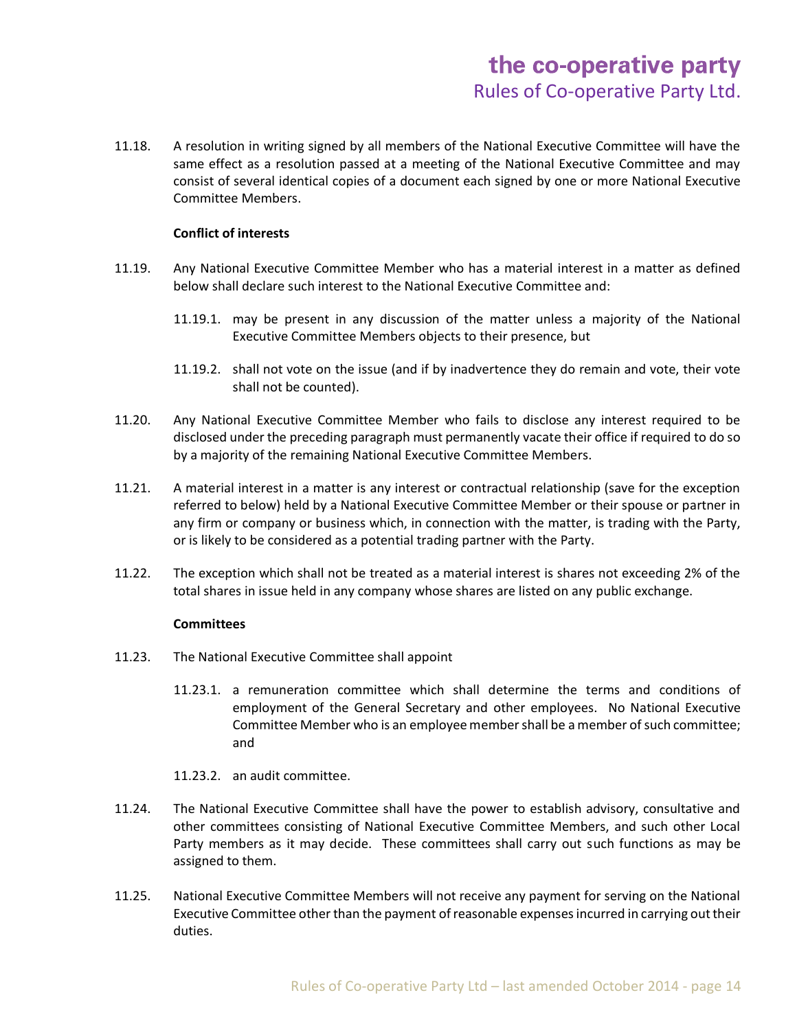11.18. A resolution in writing signed by all members of the National Executive Committee will have the same effect as a resolution passed at a meeting of the National Executive Committee and may consist of several identical copies of a document each signed by one or more National Executive Committee Members.

**Conflict of interests**

11.19. Any National Executive Committee Member who has a material interest in a matter as defined below shall declare such interest to the National Executive Committee and:

11.19.1. may be present in any discussion of the matter unless a majority of the National Executive Committee Members objects to their presence, but

11.19.2. shall not vote on the issue (and if by inadvertence they do remain and vote, their vote shall not be counted).

11.20. Any National Executive Committee Member who fails to disclose any interest required to be disclosed under the preceding paragraph must permanently vacate their office if required to do so by a majority of the remaining National Executive Committee Members.

11.21. A material interest in a matter is any interest or contractual relationship (save for the exception referred to below) held by a National Executive Committee Member or their spouse or partner in any firm or company or business which, in connection with the matter, is trading with the Party, or is likely to be considered as a potential trading partner with the Party.

11.22. The exception which shall not be treated as a material interest is shares not exceeding 2% of the total shares in issue held in any company whose shares are listed on any public exchange.

**Committees**

11.23. The National Executive Committee shall appoint

11.23.1. a remuneration committee which shall determine the terms and conditions of employment of the General Secretary and other employees. No National Executive Committee Member who is an employee member shall be a member of such committee; and

11.23.2. an audit committee.

11.24. The National Executive Committee shall have the power to establish advisory, consultative and other committees consisting of National Executive Committee Members, and such other Local Party members as it may decide. These committees shall carry out such functions as may be assigned to them.

11.25. National Executive Committee Members will not receive any payment for serving on the National Executive Committee other than the payment of reasonable expenses incurred in carrying out their duties.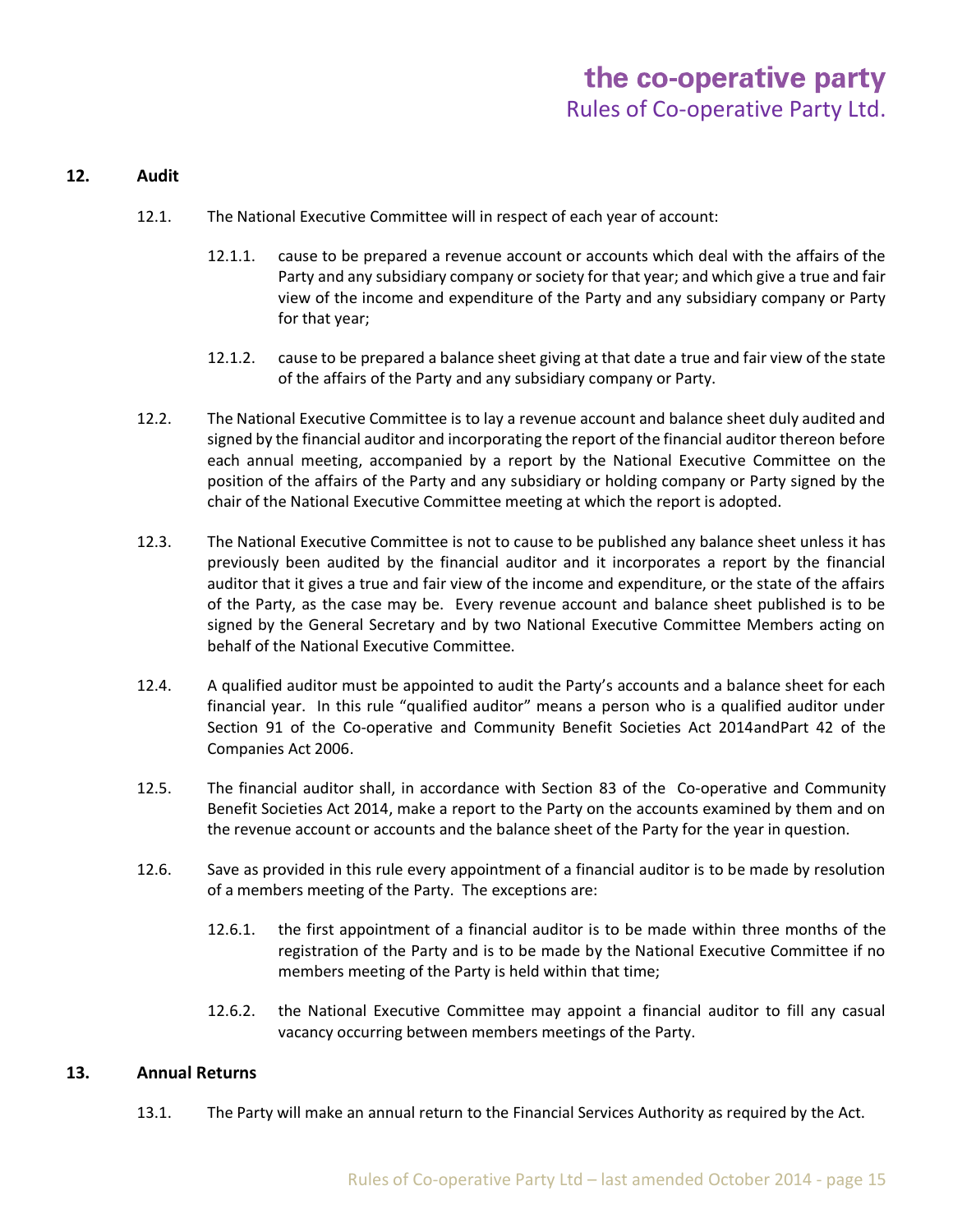## 12. Audit

12.1. The National Executive Committee will in respect of each year of account:

12.1.1. cause to be prepared a revenue account or accounts which deal with the affairs of the Party and any subsidiary company or society for that year; and which give a true and fair view of the income and expenditure of the Party and any subsidiary company or Party for that year;

12.1.2. cause to be prepared a balance sheet giving at that date a true and fair view of the state of the affairs of the Party and any subsidiary company or Party.

12.2. The National Executive Committee is to lay a revenue account and balance sheet duly audited and signed by the financial auditor and incorporating the report of the financial auditor thereon before each annual meeting, accompanied by a report by the National Executive Committee on the position of the affairs of the Party and any subsidiary or holding company or Party signed by the chair of the National Executive Committee meeting at which the report is adopted.

12.3. The National Executive Committee is not to cause to be published any balance sheet unless it has previously been audited by the financial auditor and it incorporates a report by the financial auditor that it gives a true and fair view of the income and expenditure, or the state of the affairs of the Party, as the case may be. Every revenue account and balance sheet published is to be signed by the General Secretary and by two National Executive Committee Members acting on behalf of the National Executive Committee.

12.4. A qualified auditor must be appointed to audit the Party's accounts and a balance sheet for each financial year. In this rule "qualified auditor" means a person who is a qualified auditor under Section 91 of the Co-operative and Community Benefit Societies Act 2014andPart 42 of the Companies Act 2006.

12.5. The financial auditor shall, in accordance with Section 83 of the Co-operative and Community Benefit Societies Act 2014, make a report to the Party on the accounts examined by them and on the revenue account or accounts and the balance sheet of the Party for the year in question.

12.6. Save as provided in this rule every appointment of a financial auditor is to be made by resolution of a members meeting of the Party. The exceptions are:

12.6.1. the first appointment of a financial auditor is to be made within three months of the registration of the Party and is to be made by the National Executive Committee if no members meeting of the Party is held within that time;

12.6.2. the National Executive Committee may appoint a financial auditor to fill any casual vacancy occurring between members meetings of the Party.

## 13. Annual Returns

13.1. The Party will make an annual return to the Financial Services Authority as required by the Act.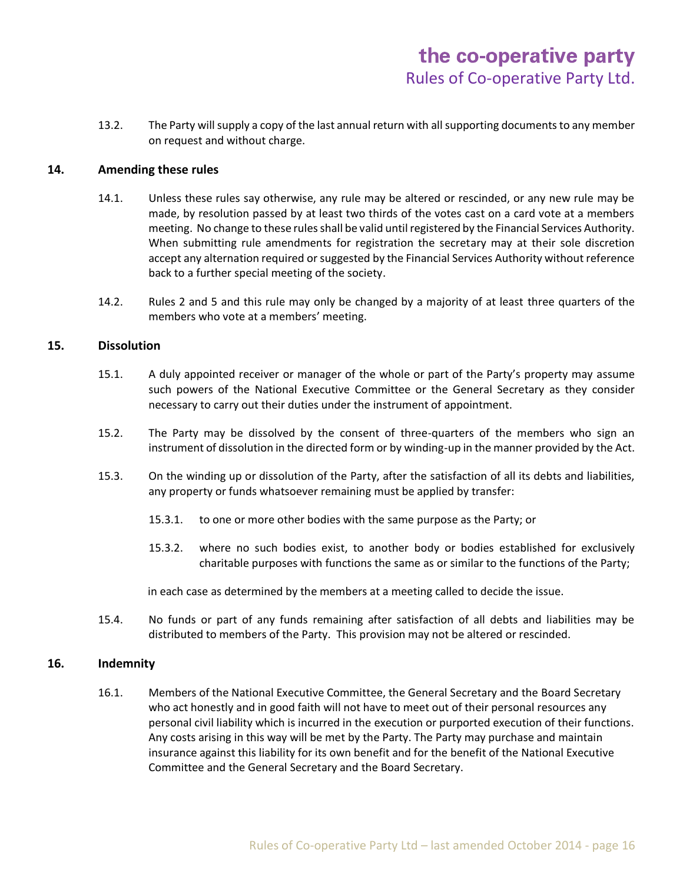13.2. The Party will supply a copy of the last annual return with all supporting documents to any member on request and without charge.

## 14. Amending these rules

14.1. Unless these rules say otherwise, any rule may be altered or rescinded, or any new rule may be made, by resolution passed by at least two thirds of the votes cast on a card vote at a members meeting. No change to these rules shall be valid until registered by the Financial Services Authority. When submitting rule amendments for registration the secretary may at their sole discretion accept any alternation required or suggested by the Financial Services Authority without reference back to a further special meeting of the society.

14.2. Rules 2 and 5 and this rule may only be changed by a majority of at least three quarters of the members who vote at a members' meeting.

## 15. Dissolution

15.1. A duly appointed receiver or manager of the whole or part of the Party's property may assume such powers of the National Executive Committee or the General Secretary as they consider necessary to carry out their duties under the instrument of appointment.

15.2. The Party may be dissolved by the consent of three-quarters of the members who sign an instrument of dissolution in the directed form or by winding-up in the manner provided by the Act.

15.3. On the winding up or dissolution of the Party, after the satisfaction of all its debts and liabilities, any property or funds whatsoever remaining must be applied by transfer:

15.3.1. to one or more other bodies with the same purpose as the Party; or

15.3.2. where no such bodies exist, to another body or bodies established for exclusively charitable purposes with functions the same as or similar to the functions of the Party;

in each case as determined by the members at a meeting called to decide the issue.

15.4. No funds or part of any funds remaining after satisfaction of all debts and liabilities may be distributed to members of the Party. This provision may not be altered or rescinded.

## 16. Indemnity

16.1. Members of the National Executive Committee, the General Secretary and the Board Secretary who act honestly and in good faith will not have to meet out of their personal resources any personal civil liability which is incurred in the execution or purported execution of their functions. Any costs arising in this way will be met by the Party. The Party may purchase and maintain insurance against this liability for its own benefit and for the benefit of the National Executive Committee and the General Secretary and the Board Secretary.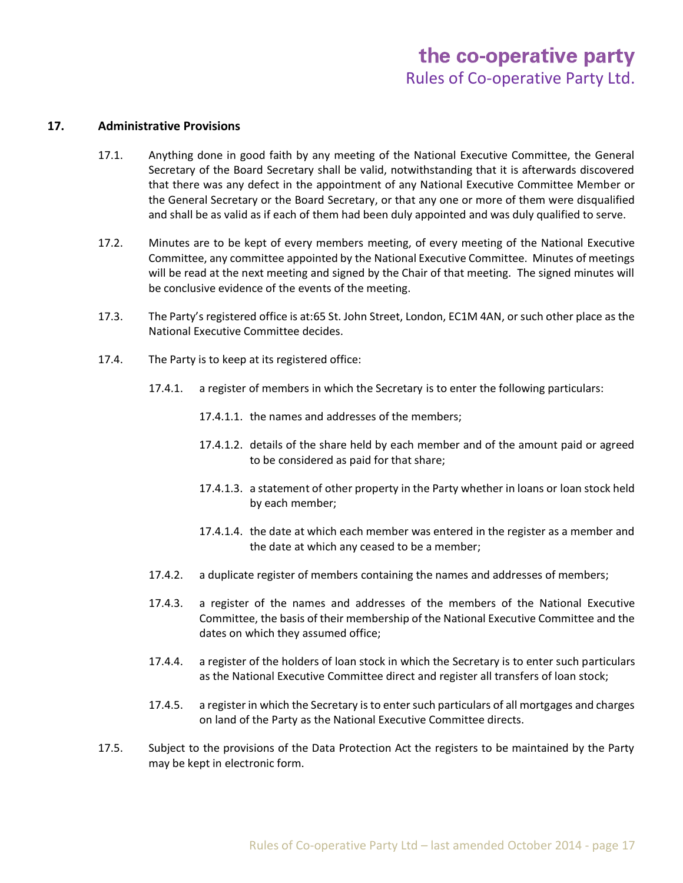## 17. Administrative Provisions

17.1. Anything done in good faith by any meeting of the National Executive Committee, the General Secretary of the Board Secretary shall be valid, notwithstanding that it is afterwards discovered that there was any defect in the appointment of any National Executive Committee Member or the General Secretary or the Board Secretary, or that any one or more of them were disqualified and shall be as valid as if each of them had been duly appointed and was duly qualified to serve.

17.2. Minutes are to be kept of every members meeting, of every meeting of the National Executive Committee, any committee appointed by the National Executive Committee. Minutes of meetings will be read at the next meeting and signed by the Chair of that meeting. The signed minutes will be conclusive evidence of the events of the meeting.

17.3. The Party's registered office is at:65 St. John Street, London, EC1M 4AN, or such other place as the National Executive Committee decides.

17.4. The Party is to keep at its registered office:

17.4.1. a register of members in which the Secretary is to enter the following particulars:

17.4.1.1. the names and addresses of the members;

17.4.1.2. details of the share held by each member and of the amount paid or agreed to be considered as paid for that share;

17.4.1.3. a statement of other property in the Party whether in loans or loan stock held by each member;

17.4.1.4. the date at which each member was entered in the register as a member and the date at which any ceased to be a member;

17.4.2. a duplicate register of members containing the names and addresses of members;

17.4.3. a register of the names and addresses of the members of the National Executive Committee, the basis of their membership of the National Executive Committee and the dates on which they assumed office;

17.4.4. a register of the holders of loan stock in which the Secretary is to enter such particulars as the National Executive Committee direct and register all transfers of loan stock;

17.4.5. a register in which the Secretary is to enter such particulars of all mortgages and charges on land of the Party as the National Executive Committee directs.

17.5. Subject to the provisions of the Data Protection Act the registers to be maintained by the Party may be kept in electronic form.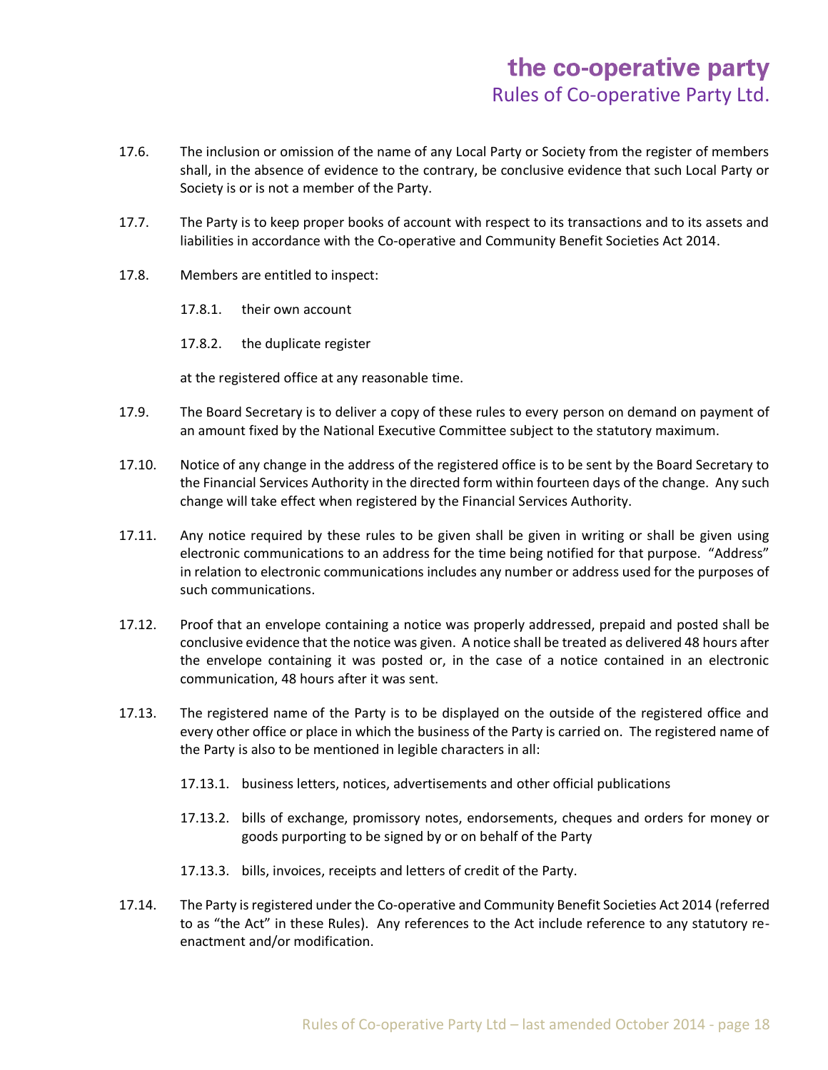17.6. The inclusion or omission of the name of any Local Party or Society from the register of members shall, in the absence of evidence to the contrary, be conclusive evidence that such Local Party or Society is or is not a member of the Party.

17.7. The Party is to keep proper books of account with respect to its transactions and to its assets and liabilities in accordance with the Co-operative and Community Benefit Societies Act 2014.

17.8. Members are entitled to inspect:

17.8.1. their own account

17.8.2. the duplicate register

at the registered office at any reasonable time.

17.9. The Board Secretary is to deliver a copy of these rules to every person on demand on payment of an amount fixed by the National Executive Committee subject to the statutory maximum.

17.10. Notice of any change in the address of the registered office is to be sent by the Board Secretary to the Financial Services Authority in the directed form within fourteen days of the change. Any such change will take effect when registered by the Financial Services Authority.

17.11. Any notice required by these rules to be given shall be given in writing or shall be given using electronic communications to an address for the time being notified for that purpose. "Address" in relation to electronic communications includes any number or address used for the purposes of such communications.

17.12. Proof that an envelope containing a notice was properly addressed, prepaid and posted shall be conclusive evidence that the notice was given. A notice shall be treated as delivered 48 hours after the envelope containing it was posted or, in the case of a notice contained in an electronic communication, 48 hours after it was sent.

17.13. The registered name of the Party is to be displayed on the outside of the registered office and every other office or place in which the business of the Party is carried on. The registered name of the Party is also to be mentioned in legible characters in all:

17.13.1. business letters, notices, advertisements and other official publications

17.13.2. bills of exchange, promissory notes, endorsements, cheques and orders for money or goods purporting to be signed by or on behalf of the Party

17.13.3. bills, invoices, receipts and letters of credit of the Party.

17.14. The Party is registered under the Co-operative and Community Benefit Societies Act 2014 (referred to as "the Act" in these Rules). Any references to the Act include reference to any statutory re-enactment and/or modification.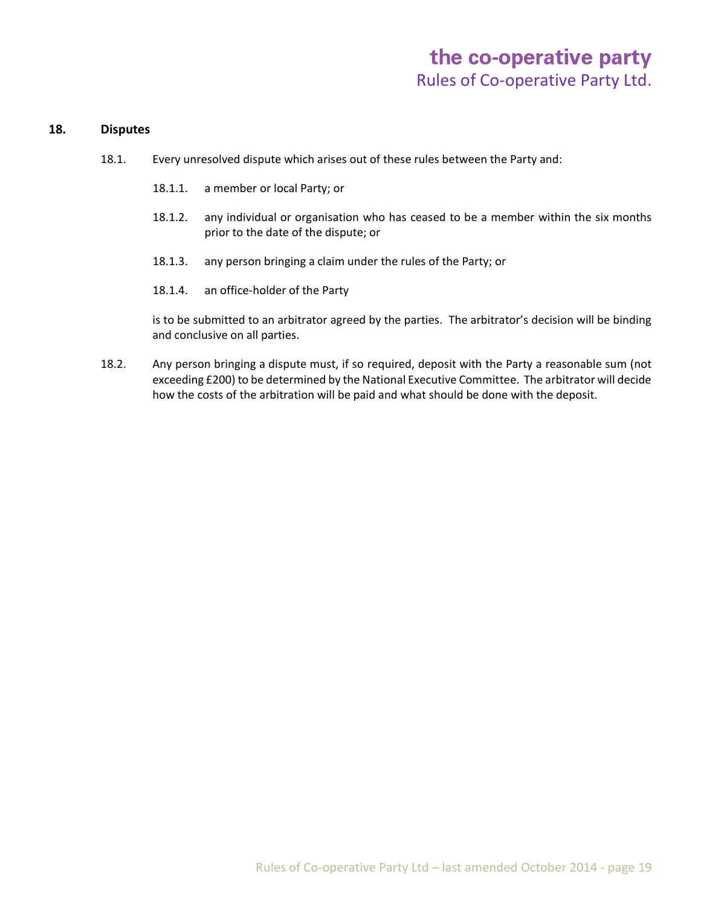## 18. Disputes

18.1. Every unresolved dispute which arises out of these rules between the Party and:

18.1.1. a member or local Party; or

18.1.2. any individual or organisation who has ceased to be a member within the six months prior to the date of the dispute; or

18.1.3. any person bringing a claim under the rules of the Party; or

18.1.4. an office-holder of the Party

is to be submitted to an arbitrator agreed by the parties. The arbitrator's decision will be binding and conclusive on all parties.

18.2. Any person bringing a dispute must, if so required, deposit with the Party a reasonable sum (not exceeding £200) to be determined by the National Executive Committee. The arbitrator will decide how the costs of the arbitration will be paid and what should be done with the deposit.